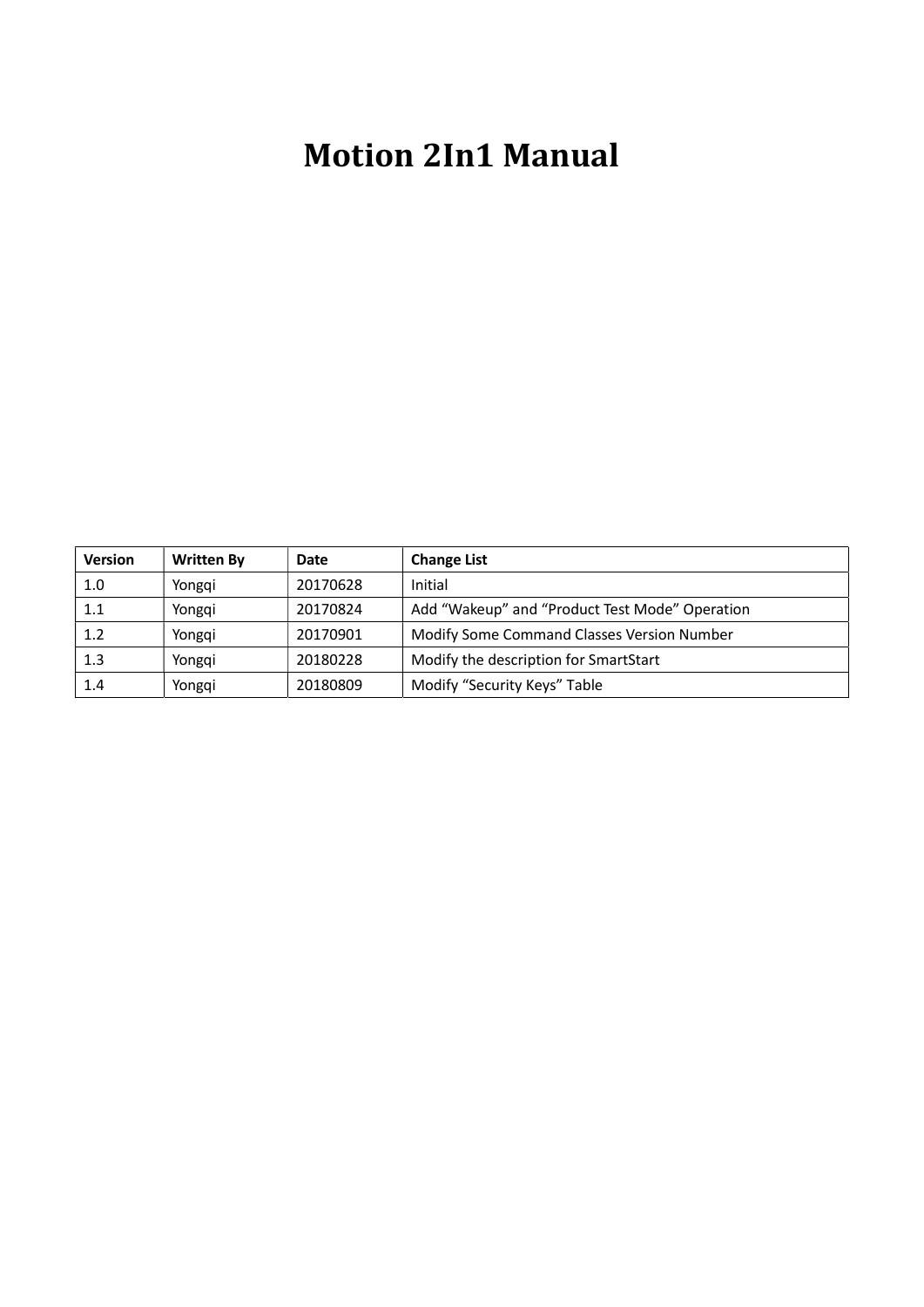# Motion 2In1 Manual

| Version | Written By | Date | Change List |
|---|---|---|---|
| 1.0 | Yongqi | 20170628 | Initial |
| 1.1 | Yongqi | 20170824 | Add “Wakeup” and “Product Test Mode” Operation |
| 1.2 | Yongqi | 20170901 | Modify Some Command Classes Version Number |
| 1.3 | Yongqi | 20180228 | Modify the description for SmartStart |
| 1.4 | Yongqi | 20180809 | Modify “Security Keys” Table |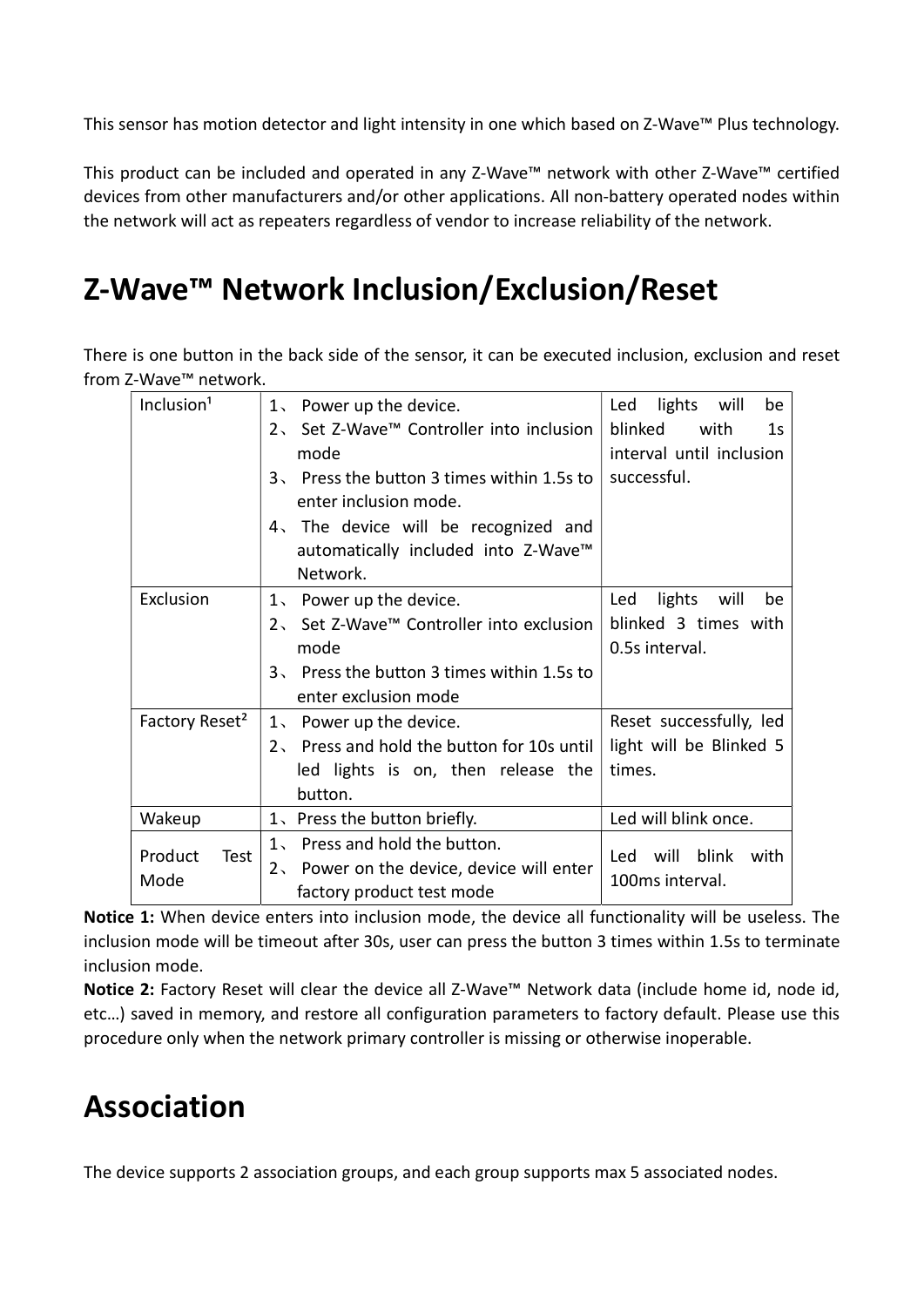This sensor has motion detector and light intensity in one which based on Z-Wave™ Plus technology.

This product can be included and operated in any Z-Wave™ network with other Z-Wave™ certified devices from other manufacturers and/or other applications. All non-battery operated nodes within the network will act as repeaters regardless of vendor to increase reliability of the network.

# Z-Wave™ Network Inclusion/Exclusion/Reset

There is one button in the back side of the sensor, it can be executed inclusion, exclusion and reset from Z-Wave™ network.

| | | |
|---|---|---|
| Inclusion[1] | 1、 Power up the device.<br>2、 Set Z-Wave™ Controller into inclusion mode<br>3、 Press the button 3 times within 1.5s to enter inclusion mode.<br>4、 The device will be recognized and automatically included into Z-Wave™ Network. | Led lights will be blinked with 1s interval until inclusion successful. |
| Exclusion | 1、 Power up the device.<br>2、 Set Z-Wave™ Controller into exclusion mode<br>3、 Press the button 3 times within 1.5s to enter exclusion mode | Led lights will be blinked 3 times with 0.5s interval. |
| Factory Reset[2] | 1、 Power up the device.<br>2、 Press and hold the button for 10s until led lights is on, then release the button. | Reset successfully, led light will be Blinked 5 times. |
| Wakeup | 1、Press the button briefly. | Led will blink once. |
| Product Test Mode | 1、 Press and hold the button.<br>2、 Power on the device, device will enter factory product test mode | Led will blink with 100ms interval. |

**Notice 1:** When device enters into inclusion mode, the device all functionality will be useless. The inclusion mode will be timeout after 30s, user can press the button 3 times within 1.5s to terminate inclusion mode.

**Notice 2:** Factory Reset will clear the device all Z-Wave™ Network data (include home id, node id, etc…) saved in memory, and restore all configuration parameters to factory default. Please use this procedure only when the network primary controller is missing or otherwise inoperable.

# Association

The device supports 2 association groups, and each group supports max 5 associated nodes.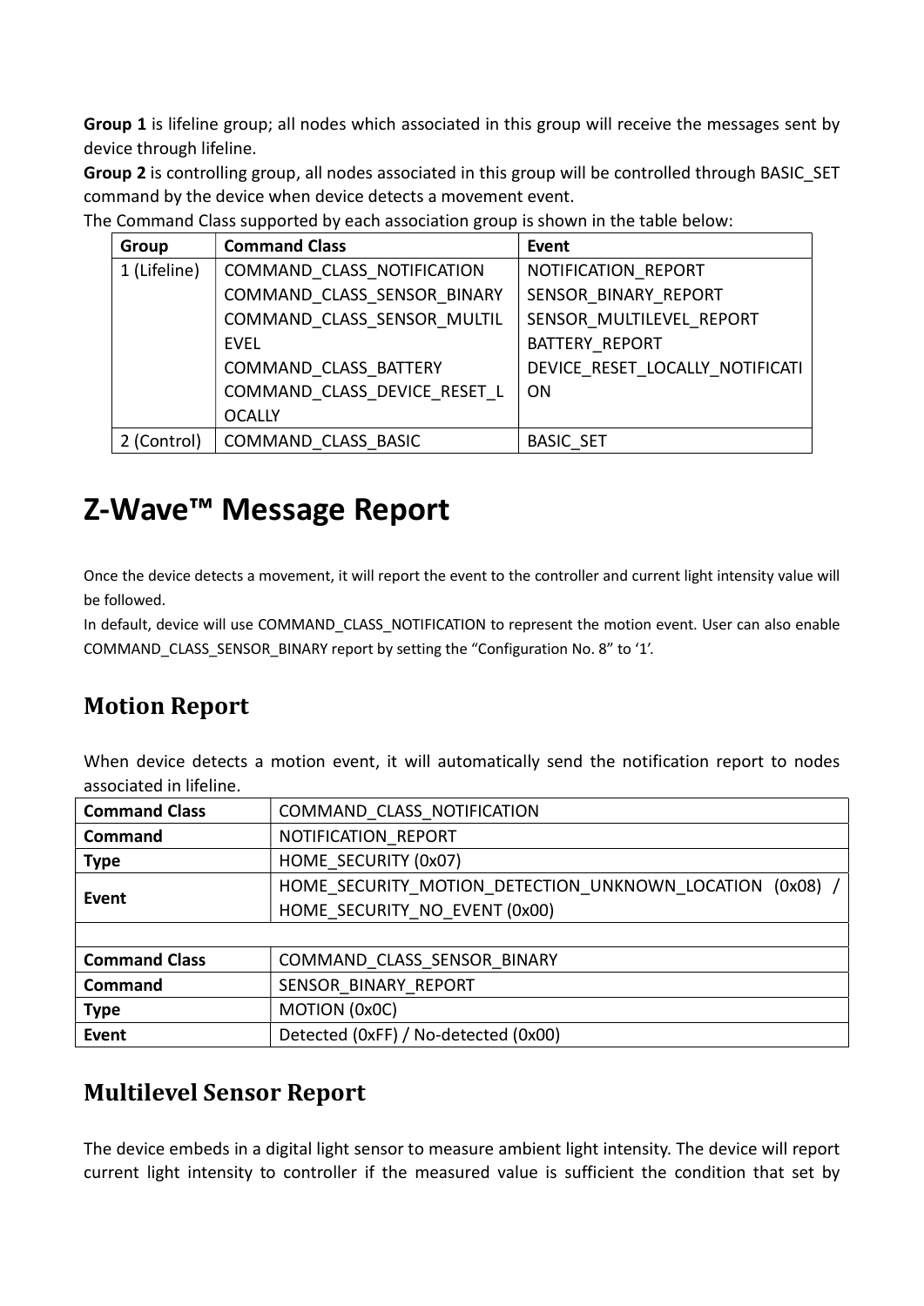**Group 1** is lifeline group; all nodes which associated in this group will receive the messages sent by device through lifeline.
**Group 2** is controlling group, all nodes associated in this group will be controlled through BASIC_SET command by the device when device detects a movement event.
The Command Class supported by each association group is shown in the table below:

| Group | Command Class | Event |
| --- | --- | --- |
| 1 (Lifeline) | COMMAND_CLASS_NOTIFICATION<br>COMMAND_CLASS_SENSOR_BINARY<br>COMMAND_CLASS_SENSOR_MULTILEVEL<br>COMMAND_CLASS_BATTERY<br>COMMAND_CLASS_DEVICE_RESET_LOCALLY | NOTIFICATION_REPORT<br>SENSOR_BINARY_REPORT<br>SENSOR_MULTILEVEL_REPORT<br>BATTERY_REPORT<br>DEVICE_RESET_LOCALLY_NOTIFICATION |
| 2 (Control) | COMMAND_CLASS_BASIC | BASIC_SET |

# Z-Wave™ Message Report

Once the device detects a movement, it will report the event to the controller and current light intensity value will be followed.
In default, device will use COMMAND_CLASS_NOTIFICATION to represent the motion event. User can also enable COMMAND_CLASS_SENSOR_BINARY report by setting the "Configuration No. 8" to '1'.

## Motion Report

When device detects a motion event, it will automatically send the notification report to nodes associated in lifeline.

| **Command Class** | COMMAND_CLASS_NOTIFICATION |
| --- | --- |
| **Command** | NOTIFICATION_REPORT |
| **Type** | HOME_SECURITY (0x07) |
| **Event** | HOME_SECURITY_MOTION_DETECTION_UNKNOWN_LOCATION (0x08) / HOME_SECURITY_NO_EVENT (0x00) |
| | |
| **Command Class** | COMMAND_CLASS_SENSOR_BINARY |
| **Command** | SENSOR_BINARY_REPORT |
| **Type** | MOTION (0x0C) |
| **Event** | Detected (0xFF) / No-detected (0x00) |

## Multilevel Sensor Report

The device embeds in a digital light sensor to measure ambient light intensity. The device will report current light intensity to controller if the measured value is sufficient the condition that set by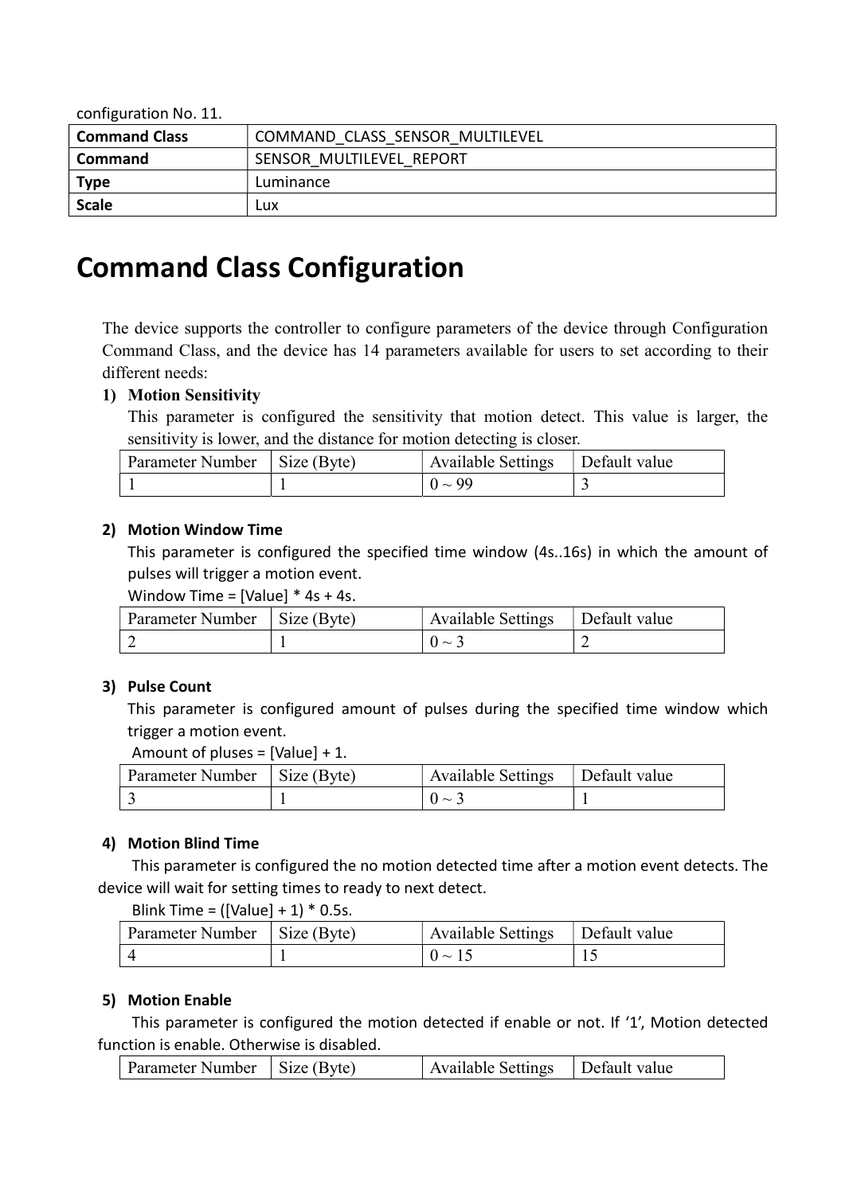configuration No. 11.

| **Command Class** | COMMAND_CLASS_SENSOR_MULTILEVEL |
|---|---|
| **Command** | SENSOR_MULTILEVEL_REPORT |
| **Type** | Luminance |
| **Scale** | Lux |

# Command Class Configuration

The device supports the controller to configure parameters of the device through Configuration Command Class, and the device has 14 parameters available for users to set according to their different needs:

**1) Motion Sensitivity**

This parameter is configured the sensitivity that motion detect. This value is larger, the sensitivity is lower, and the distance for motion detecting is closer.

| Parameter Number | Size (Byte) | Available Settings | Default value |
|---|---|---|---|
| 1 | 1 | 0 ~ 99 | 3 |

**2) Motion Window Time**

This parameter is configured the specified time window (4s..16s) in which the amount of pulses will trigger a motion event.

Window Time = [Value] * 4s + 4s.

| Parameter Number | Size (Byte) | Available Settings | Default value |
|---|---|---|---|
| 2 | 1 | 0 ~ 3 | 2 |

**3) Pulse Count**

This parameter is configured amount of pulses during the specified time window which trigger a motion event.

Amount of pluses = [Value] + 1.

| Parameter Number | Size (Byte) | Available Settings | Default value |
|---|---|---|---|
| 3 | 1 | 0 ~ 3 | 1 |

**4) Motion Blind Time**

This parameter is configured the no motion detected time after a motion event detects. The device will wait for setting times to ready to next detect.

Blink Time = ([Value] + 1) * 0.5s.

| Parameter Number | Size (Byte) | Available Settings | Default value |
|---|---|---|---|
| 4 | 1 | 0 ~ 15 | 15 |

**5) Motion Enable**

This parameter is configured the motion detected if enable or not. If '1', Motion detected function is enable. Otherwise is disabled.

| Parameter Number | Size (Byte) | Available Settings | Default value |
|---|---|---|---|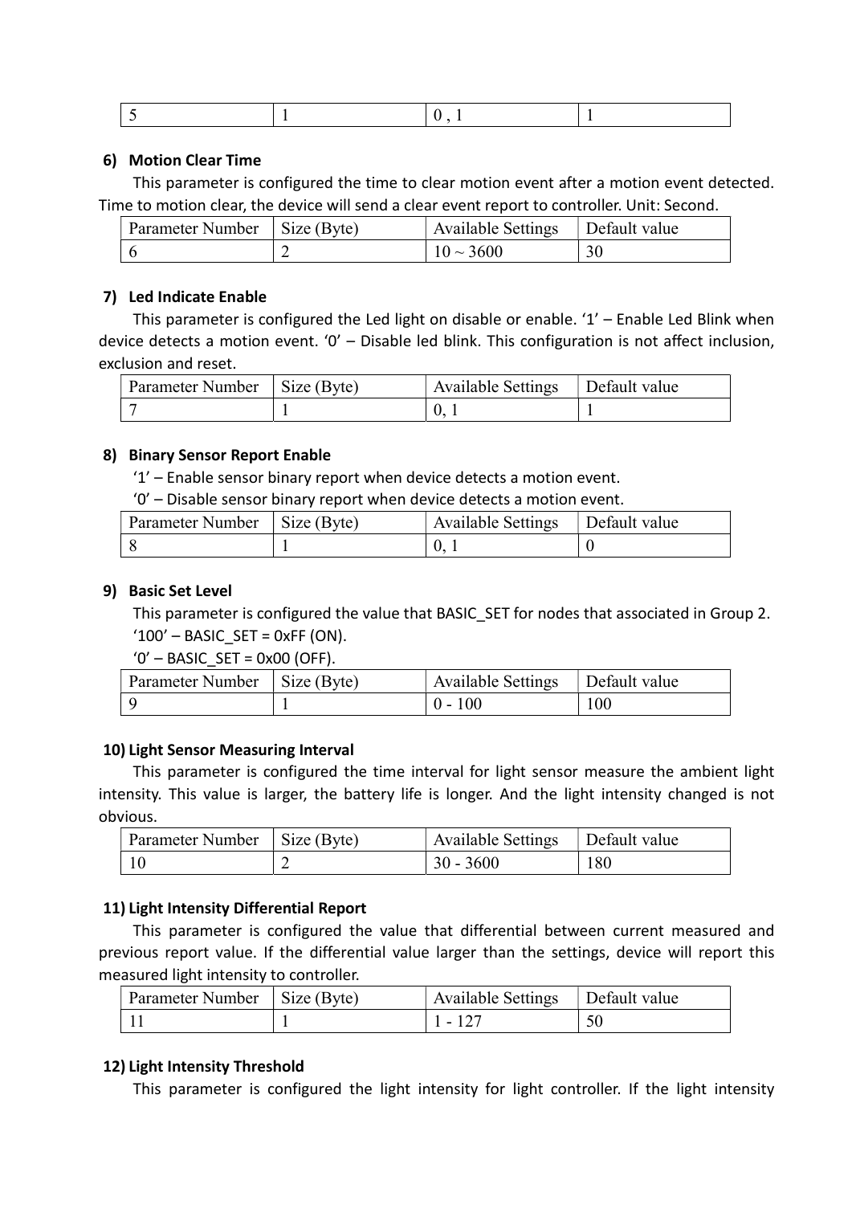| 5 | 1 | 0 , 1 | 1 |
|---|---|---|---|

### 6) Motion Clear Time

This parameter is configured the time to clear motion event after a motion event detected. Time to motion clear, the device will send a clear event report to controller. Unit: Second.

| Parameter Number | Size (Byte) | Available Settings | Default value |
|---|---|---|---|
| 6 | 2 | 10 ~ 3600 | 30 |

### 7) Led Indicate Enable

This parameter is configured the Led light on disable or enable. '1' – Enable Led Blink when device detects a motion event. '0' – Disable led blink. This configuration is not affect inclusion, exclusion and reset.

| Parameter Number | Size (Byte) | Available Settings | Default value |
|---|---|---|---|
| 7 | 1 | 0, 1 | 1 |

### 8) Binary Sensor Report Enable

'1' – Enable sensor binary report when device detects a motion event.

'0' – Disable sensor binary report when device detects a motion event.

| Parameter Number | Size (Byte) | Available Settings | Default value |
|---|---|---|---|
| 8 | 1 | 0, 1 | 0 |

### 9) Basic Set Level

This parameter is configured the value that BASIC_SET for nodes that associated in Group 2.

'100' – BASIC_SET = 0xFF (ON).

'0' – BASIC_SET = 0x00 (OFF).

| Parameter Number | Size (Byte) | Available Settings | Default value |
|---|---|---|---|
| 9 | 1 | 0 - 100 | 100 |

### 10) Light Sensor Measuring Interval

This parameter is configured the time interval for light sensor measure the ambient light intensity. This value is larger, the battery life is longer. And the light intensity changed is not obvious.

| Parameter Number | Size (Byte) | Available Settings | Default value |
|---|---|---|---|
| 10 | 2 | 30 - 3600 | 180 |

### 11) Light Intensity Differential Report

This parameter is configured the value that differential between current measured and previous report value. If the differential value larger than the settings, device will report this measured light intensity to controller.

| Parameter Number | Size (Byte) | Available Settings | Default value |
|---|---|---|---|
| 11 | 1 | 1 - 127 | 50 |

### 12) Light Intensity Threshold

This parameter is configured the light intensity for light controller. If the light intensity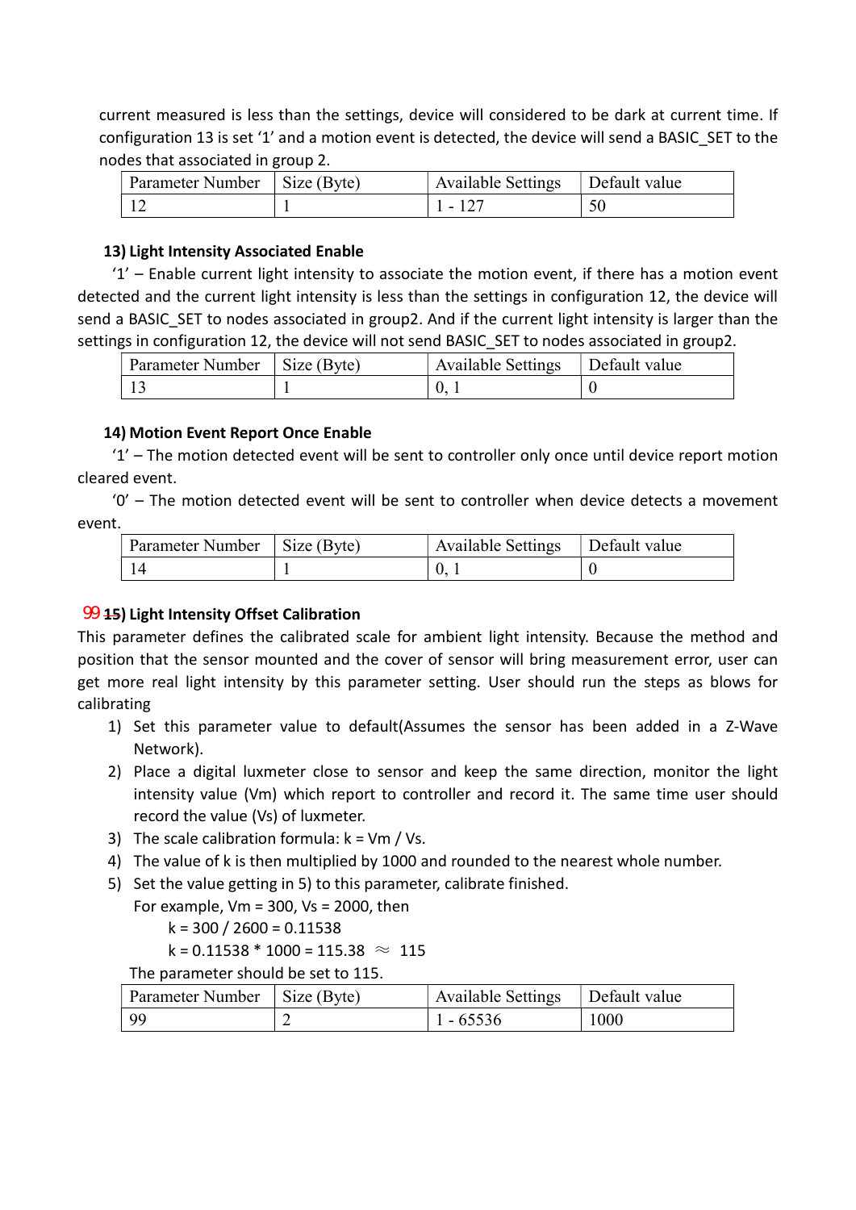current measured is less than the settings, device will considered to be dark at current time. If configuration 13 is set '1' and a motion event is detected, the device will send a BASIC_SET to the nodes that associated in group 2.

| Parameter Number | Size (Byte) | Available Settings | Default value |
|---|---|---|---|
| 12 | 1 | 1 - 127 | 50 |

### 13) Light Intensity Associated Enable

'1' – Enable current light intensity to associate the motion event, if there has a motion event detected and the current light intensity is less than the settings in configuration 12, the device will send a BASIC_SET to nodes associated in group2. And if the current light intensity is larger than the settings in configuration 12, the device will not send BASIC_SET to nodes associated in group2.

| Parameter Number | Size (Byte) | Available Settings | Default value |
|---|---|---|---|
| 13 | 1 | 0, 1 | 0 |

### 14) Motion Event Report Once Enable

'1' – The motion detected event will be sent to controller only once until device report motion cleared event.

'0' – The motion detected event will be sent to controller when device detects a movement event.

| Parameter Number | Size (Byte) | Available Settings | Default value |
|---|---|---|---|
| 14 | 1 | 0, 1 | 0 |

### 99 ~~15~~) Light Intensity Offset Calibration

This parameter defines the calibrated scale for ambient light intensity. Because the method and position that the sensor mounted and the cover of sensor will bring measurement error, user can get more real light intensity by this parameter setting. User should run the steps as blows for calibrating

1) Set this parameter value to default(Assumes the sensor has been added in a Z-Wave Network).
2) Place a digital luxmeter close to sensor and keep the same direction, monitor the light intensity value (Vm) which report to controller and record it. The same time user should record the value (Vs) of luxmeter.
3) The scale calibration formula: k = Vm / Vs.
4) The value of k is then multiplied by 1000 and rounded to the nearest whole number.
5) Set the value getting in 5) to this parameter, calibrate finished.

   For example, Vm = 300, Vs = 2000, then

   k = 300 / 2600 = 0.11538

   k = 0.11538 * 1000 = 115.38 ≈ 115

   The parameter should be set to 115.

| Parameter Number | Size (Byte) | Available Settings | Default value |
|---|---|---|---|
| 99 | 2 | 1 - 65536 | 1000 |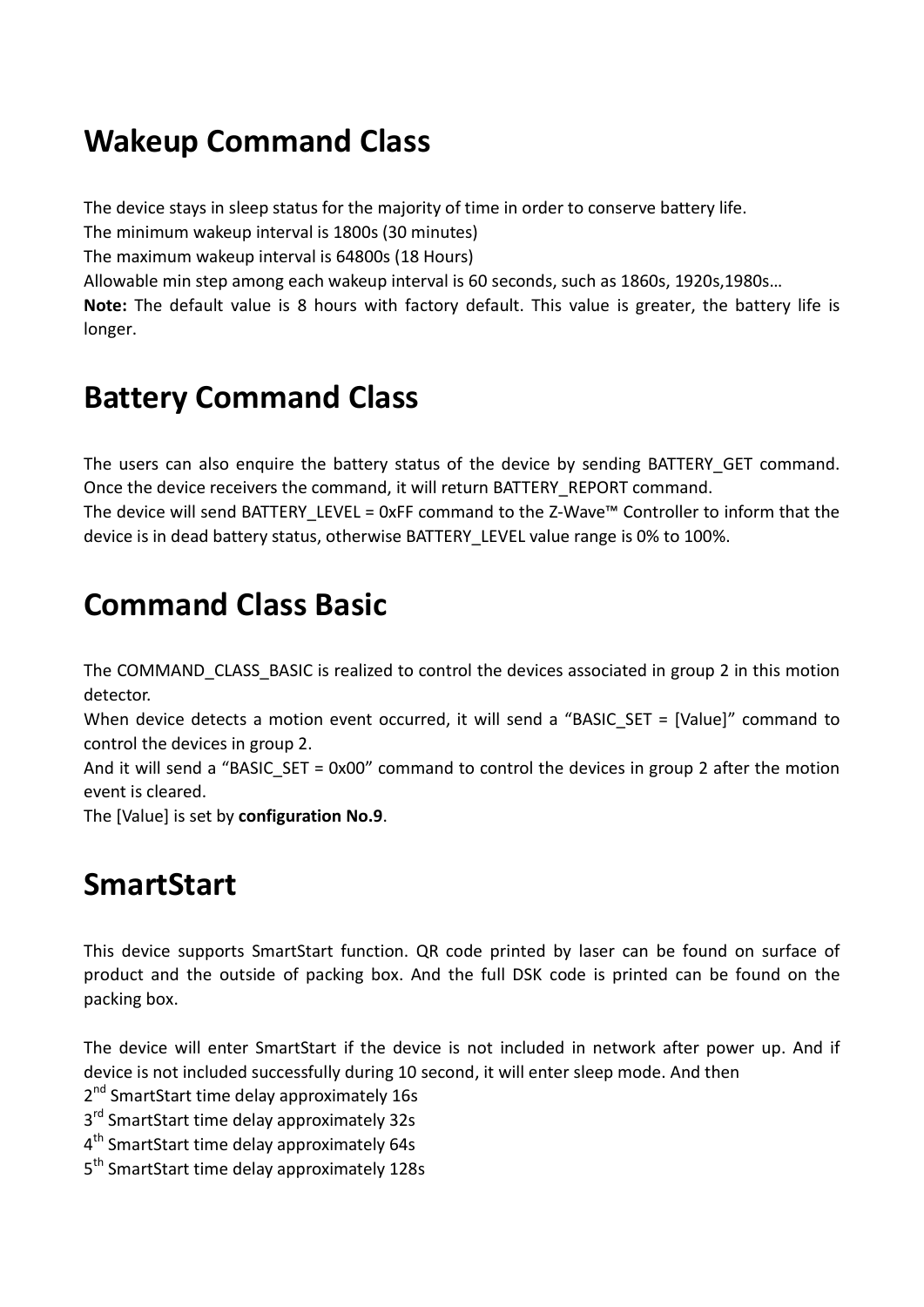## Wakeup Command Class

The device stays in sleep status for the majority of time in order to conserve battery life.
The minimum wakeup interval is 1800s (30 minutes)
The maximum wakeup interval is 64800s (18 Hours)
Allowable min step among each wakeup interval is 60 seconds, such as 1860s, 1920s,1980s…
**Note:** The default value is 8 hours with factory default. This value is greater, the battery life is longer.

## Battery Command Class

The users can also enquire the battery status of the device by sending BATTERY_GET command. Once the device receivers the command, it will return BATTERY_REPORT command.
The device will send BATTERY_LEVEL = 0xFF command to the Z-Wave™ Controller to inform that the device is in dead battery status, otherwise BATTERY_LEVEL value range is 0% to 100%.

## Command Class Basic

The COMMAND_CLASS_BASIC is realized to control the devices associated in group 2 in this motion detector.
When device detects a motion event occurred, it will send a "BASIC_SET = [Value]" command to control the devices in group 2.
And it will send a "BASIC_SET = 0x00" command to control the devices in group 2 after the motion event is cleared.
The [Value] is set by **configuration No.9**.

## SmartStart

This device supports SmartStart function. QR code printed by laser can be found on surface of product and the outside of packing box. And the full DSK code is printed can be found on the packing box.

The device will enter SmartStart if the device is not included in network after power up. And if device is not included successfully during 10 second, it will enter sleep mode. And then
2nd SmartStart time delay approximately 16s
3rd SmartStart time delay approximately 32s
4th SmartStart time delay approximately 64s
5th SmartStart time delay approximately 128s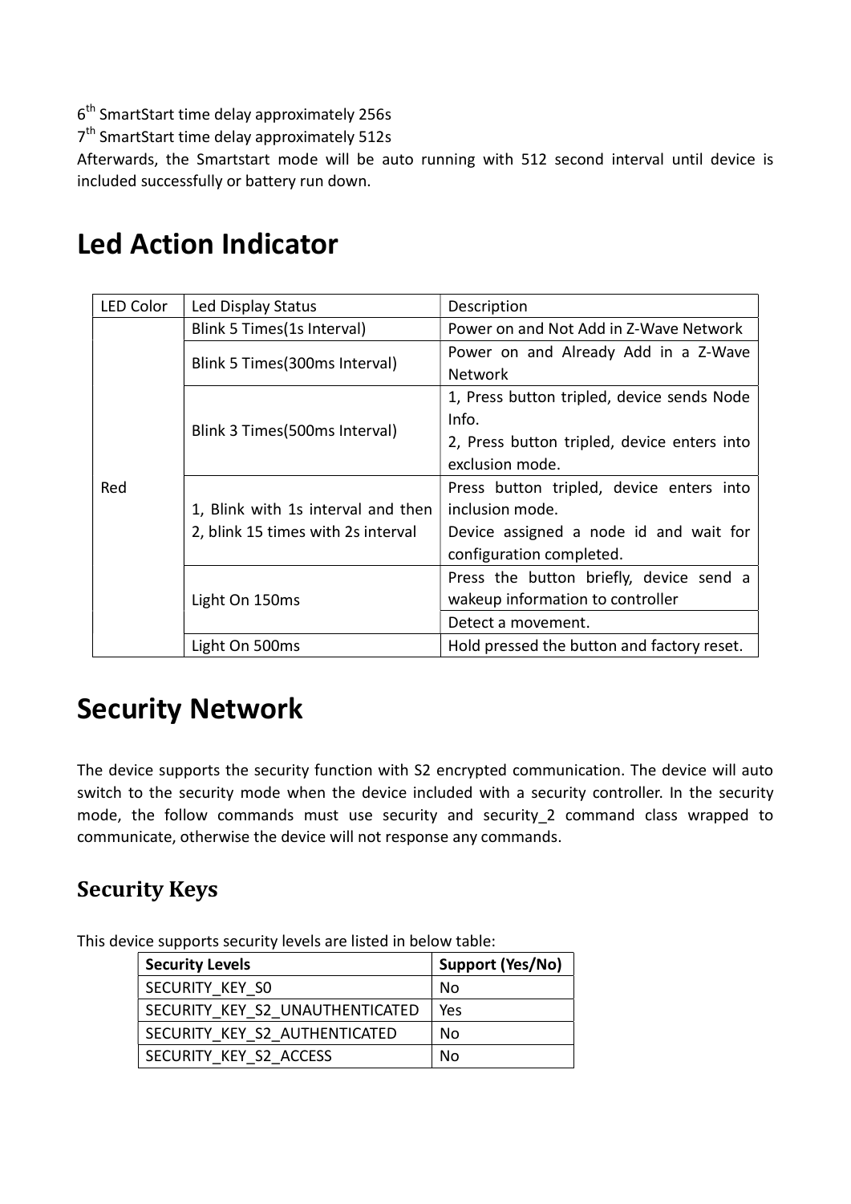6th SmartStart time delay approximately 256s

7th SmartStart time delay approximately 512s

Afterwards, the Smartstart mode will be auto running with 512 second interval until device is included successfully or battery run down.

# Led Action Indicator

| LED Color | Led Display Status | Description |
|---|---|---|
| Red | Blink 5 Times(1s Interval) | Power on and Not Add in Z-Wave Network |
| | Blink 5 Times(300ms Interval) | Power on and Already Add in a Z-Wave Network |
| | Blink 3 Times(500ms Interval) | 1, Press button tripled, device sends Node Info.<br>2, Press button tripled, device enters into exclusion mode. |
| | 1, Blink with 1s interval and then<br>2, blink 15 times with 2s interval | Press button tripled, device enters into inclusion mode.<br>Device assigned a node id and wait for configuration completed. |
| | Light On 150ms | Press the button briefly, device send a wakeup information to controller |
| | | Detect a movement. |
| | Light On 500ms | Hold pressed the button and factory reset. |

# Security Network

The device supports the security function with S2 encrypted communication. The device will auto switch to the security mode when the device included with a security controller. In the security mode, the follow commands must use security and security_2 command class wrapped to communicate, otherwise the device will not response any commands.

## Security Keys

This device supports security levels are listed in below table:

| **Security Levels** | **Support (Yes/No)** |
|---|---|
| SECURITY_KEY_S0 | No |
| SECURITY_KEY_S2_UNAUTHENTICATED | Yes |
| SECURITY_KEY_S2_AUTHENTICATED | No |
| SECURITY_KEY_S2_ACCESS | No |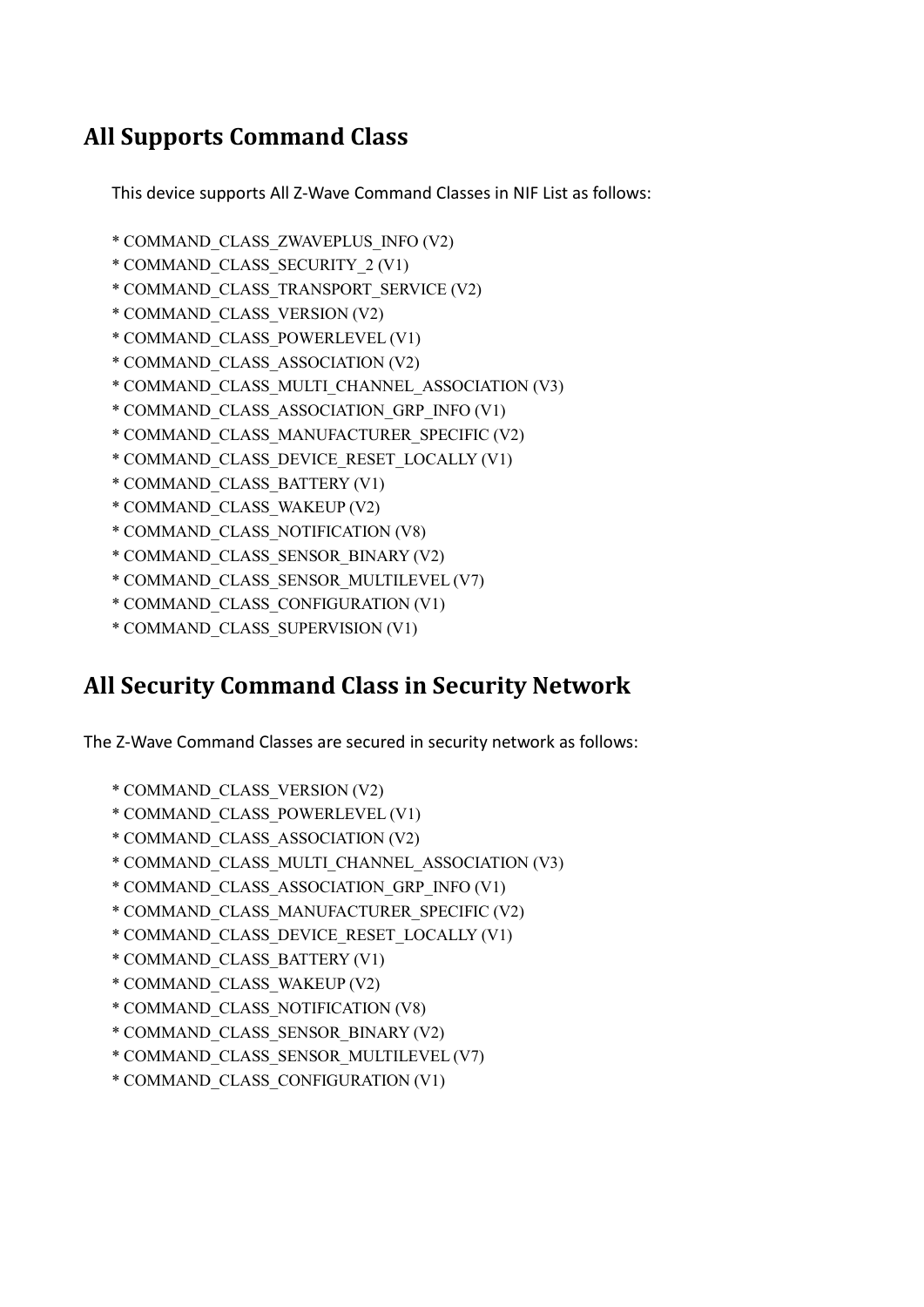## All Supports Command Class

This device supports All Z-Wave Command Classes in NIF List as follows:

* COMMAND_CLASS_ZWAVEPLUS_INFO (V2)
* COMMAND_CLASS_SECURITY_2 (V1)
* COMMAND_CLASS_TRANSPORT_SERVICE (V2)
* COMMAND_CLASS_VERSION (V2)
* COMMAND_CLASS_POWERLEVEL (V1)
* COMMAND_CLASS_ASSOCIATION (V2)
* COMMAND_CLASS_MULTI_CHANNEL_ASSOCIATION (V3)
* COMMAND_CLASS_ASSOCIATION_GRP_INFO (V1)
* COMMAND_CLASS_MANUFACTURER_SPECIFIC (V2)
* COMMAND_CLASS_DEVICE_RESET_LOCALLY (V1)
* COMMAND_CLASS_BATTERY (V1)
* COMMAND_CLASS_WAKEUP (V2)
* COMMAND_CLASS_NOTIFICATION (V8)
* COMMAND_CLASS_SENSOR_BINARY (V2)
* COMMAND_CLASS_SENSOR_MULTILEVEL (V7)
* COMMAND_CLASS_CONFIGURATION (V1)
* COMMAND_CLASS_SUPERVISION (V1)

## All Security Command Class in Security Network

The Z-Wave Command Classes are secured in security network as follows:

* COMMAND_CLASS_VERSION (V2)
* COMMAND_CLASS_POWERLEVEL (V1)
* COMMAND_CLASS_ASSOCIATION (V2)
* COMMAND_CLASS_MULTI_CHANNEL_ASSOCIATION (V3)
* COMMAND_CLASS_ASSOCIATION_GRP_INFO (V1)
* COMMAND_CLASS_MANUFACTURER_SPECIFIC (V2)
* COMMAND_CLASS_DEVICE_RESET_LOCALLY (V1)
* COMMAND_CLASS_BATTERY (V1)
* COMMAND_CLASS_WAKEUP (V2)
* COMMAND_CLASS_NOTIFICATION (V8)
* COMMAND_CLASS_SENSOR_BINARY (V2)
* COMMAND_CLASS_SENSOR_MULTILEVEL (V7)
* COMMAND_CLASS_CONFIGURATION (V1)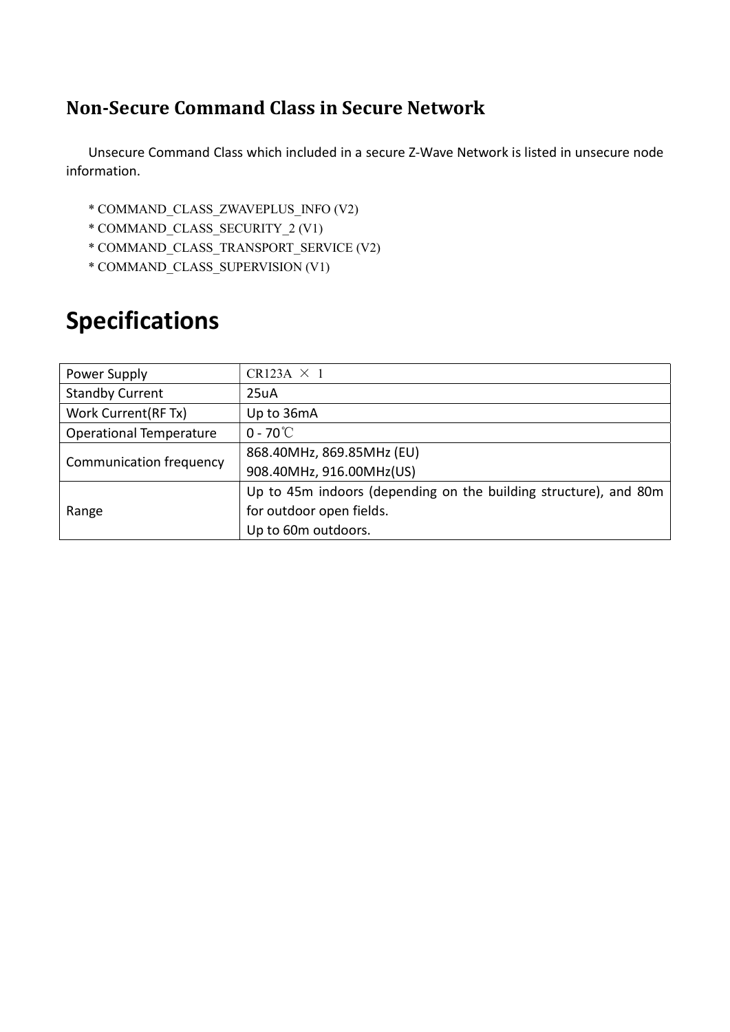## Non-Secure Command Class in Secure Network

Unsecure Command Class which included in a secure Z-Wave Network is listed in unsecure node information.

* COMMAND_CLASS_ZWAVEPLUS_INFO (V2)
* COMMAND_CLASS_SECURITY_2 (V1)
* COMMAND_CLASS_TRANSPORT_SERVICE (V2)
* COMMAND_CLASS_SUPERVISION (V1)

# Specifications

| | |
|---|---|
| Power Supply | CR123A × 1 |
| Standby Current | 25uA |
| Work Current(RF Tx) | Up to 36mA |
| Operational Temperature | 0 - 70℃ |
| Communication frequency | 868.40MHz, 869.85MHz (EU)<br>908.40MHz, 916.00MHz(US) |
| Range | Up to 45m indoors (depending on the building structure), and 80m for outdoor open fields.<br>Up to 60m outdoors. |